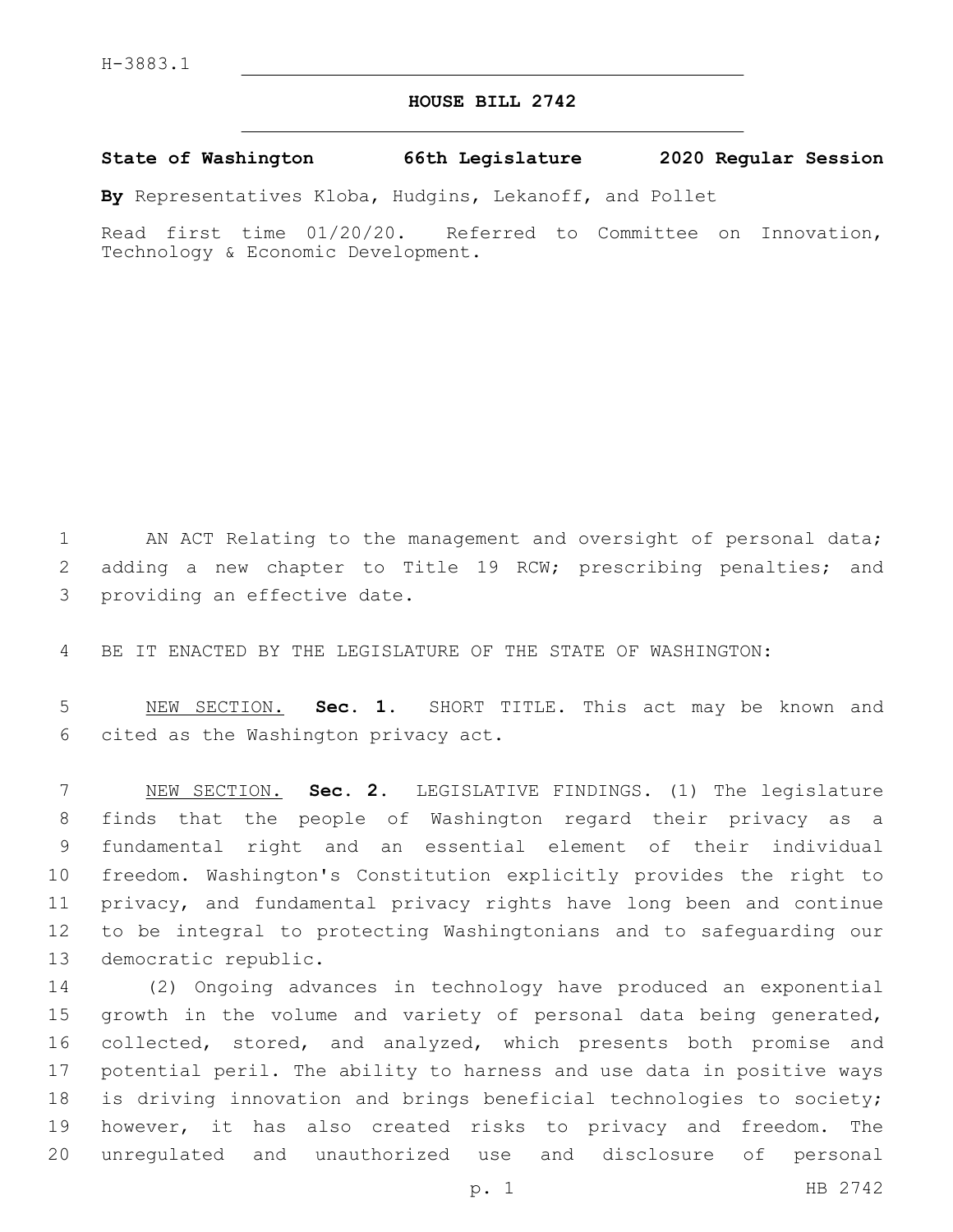H-3883.1

# HOUSE BILL 2742

**State of Washington 66th Legislature 2020 Regular Session**

**By** Representatives Kloba, Hudgins, Lekanoff, and Pollet

Read first time 01/20/20. Referred to Committee on Innovation, Technology & Economic Development.

AN ACT Relating to the management and oversight of personal data; adding a new chapter to Title 19 RCW; prescribing penalties; and providing an effective date.

BE IT ENACTED BY THE LEGISLATURE OF THE STATE OF WASHINGTON:

NEW SECTION. **Sec. 1.** SHORT TITLE. This act may be known and cited as the Washington privacy act.

NEW SECTION. **Sec. 2.** LEGISLATIVE FINDINGS. (1) The legislature finds that the people of Washington regard their privacy as a fundamental right and an essential element of their individual freedom. Washington's Constitution explicitly provides the right to privacy, and fundamental privacy rights have long been and continue to be integral to protecting Washingtonians and to safeguarding our democratic republic.

(2) Ongoing advances in technology have produced an exponential growth in the volume and variety of personal data being generated, collected, stored, and analyzed, which presents both promise and potential peril. The ability to harness and use data in positive ways is driving innovation and brings beneficial technologies to society; however, it has also created risks to privacy and freedom. The unregulated and unauthorized use and disclosure of personal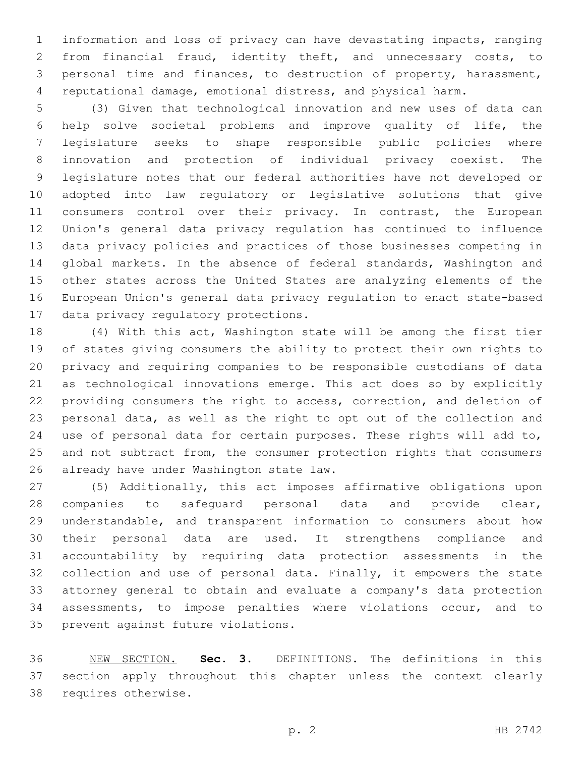information and loss of privacy can have devastating impacts, ranging from financial fraud, identity theft, and unnecessary costs, to personal time and finances, to destruction of property, harassment, reputational damage, emotional distress, and physical harm.

(3) Given that technological innovation and new uses of data can help solve societal problems and improve quality of life, the legislature seeks to shape responsible public policies where innovation and protection of individual privacy coexist. The legislature notes that our federal authorities have not developed or adopted into law regulatory or legislative solutions that give consumers control over their privacy. In contrast, the European Union's general data privacy regulation has continued to influence data privacy policies and practices of those businesses competing in global markets. In the absence of federal standards, Washington and other states across the United States are analyzing elements of the European Union's general data privacy regulation to enact state-based data privacy regulatory protections.

(4) With this act, Washington state will be among the first tier of states giving consumers the ability to protect their own rights to privacy and requiring companies to be responsible custodians of data as technological innovations emerge. This act does so by explicitly providing consumers the right to access, correction, and deletion of personal data, as well as the right to opt out of the collection and use of personal data for certain purposes. These rights will add to, and not subtract from, the consumer protection rights that consumers already have under Washington state law.

(5) Additionally, this act imposes affirmative obligations upon companies to safeguard personal data and provide clear, understandable, and transparent information to consumers about how their personal data are used. It strengthens compliance and accountability by requiring data protection assessments in the collection and use of personal data. Finally, it empowers the state attorney general to obtain and evaluate a company's data protection assessments, to impose penalties where violations occur, and to prevent against future violations.

NEW SECTION. **Sec. 3.** DEFINITIONS. The definitions in this section apply throughout this chapter unless the context clearly requires otherwise.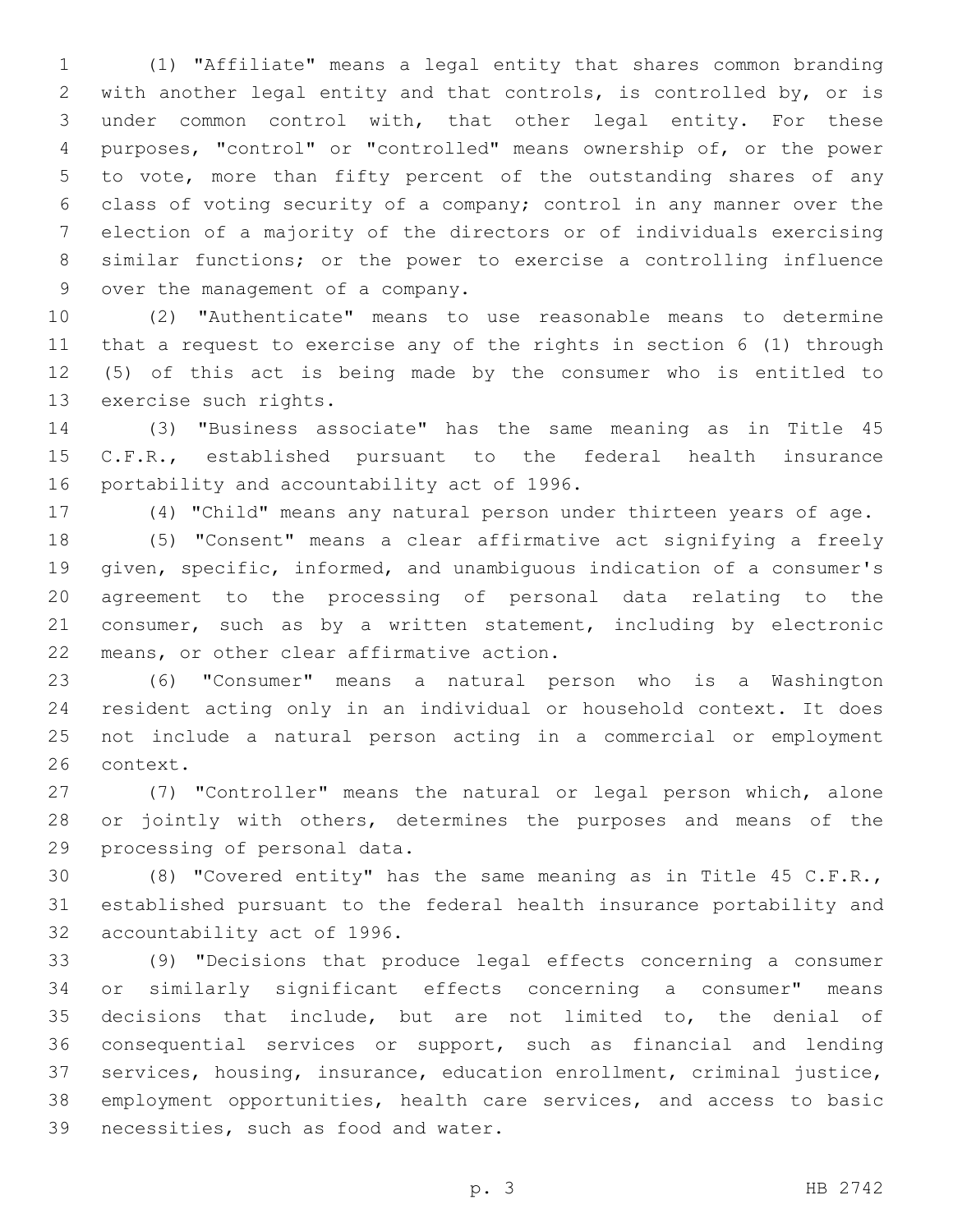(1) "Affiliate" means a legal entity that shares common branding with another legal entity and that controls, is controlled by, or is under common control with, that other legal entity. For these purposes, "control" or "controlled" means ownership of, or the power to vote, more than fifty percent of the outstanding shares of any class of voting security of a company; control in any manner over the election of a majority of the directors or of individuals exercising similar functions; or the power to exercise a controlling influence over the management of a company.

(2) "Authenticate" means to use reasonable means to determine that a request to exercise any of the rights in section 6 (1) through (5) of this act is being made by the consumer who is entitled to exercise such rights.

(3) "Business associate" has the same meaning as in Title 45 C.F.R., established pursuant to the federal health insurance portability and accountability act of 1996.

(4) "Child" means any natural person under thirteen years of age.

(5) "Consent" means a clear affirmative act signifying a freely given, specific, informed, and unambiguous indication of a consumer's agreement to the processing of personal data relating to the consumer, such as by a written statement, including by electronic means, or other clear affirmative action.

(6) "Consumer" means a natural person who is a Washington resident acting only in an individual or household context. It does not include a natural person acting in a commercial or employment context.

(7) "Controller" means the natural or legal person which, alone or jointly with others, determines the purposes and means of the processing of personal data.

(8) "Covered entity" has the same meaning as in Title 45 C.F.R., established pursuant to the federal health insurance portability and accountability act of 1996.

(9) "Decisions that produce legal effects concerning a consumer or similarly significant effects concerning a consumer" means decisions that include, but are not limited to, the denial of consequential services or support, such as financial and lending services, housing, insurance, education enrollment, criminal justice, employment opportunities, health care services, and access to basic necessities, such as food and water.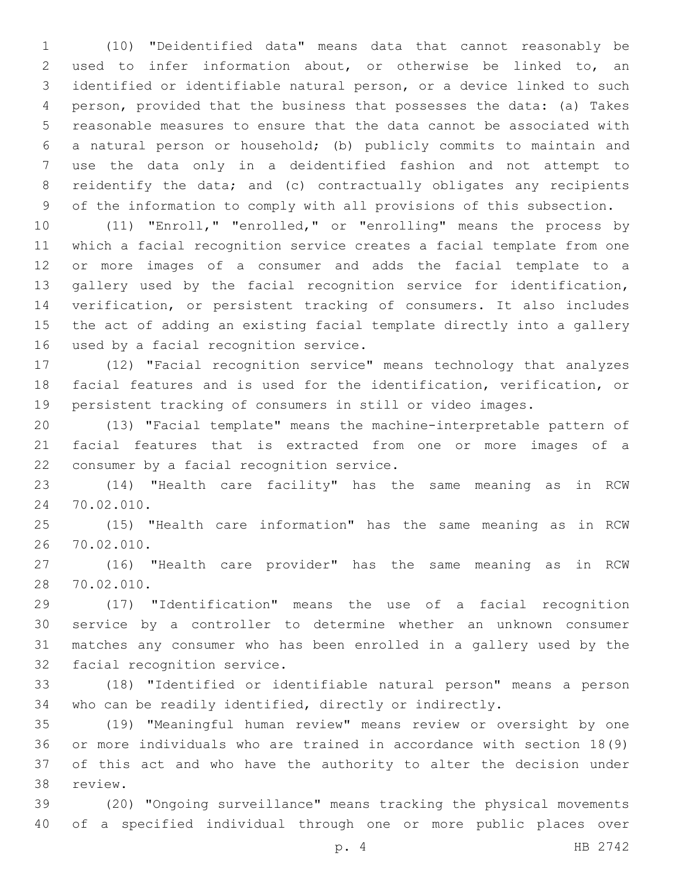(10) "Deidentified data" means data that cannot reasonably be used to infer information about, or otherwise be linked to, an identified or identifiable natural person, or a device linked to such person, provided that the business that possesses the data: (a) Takes reasonable measures to ensure that the data cannot be associated with a natural person or household; (b) publicly commits to maintain and use the data only in a deidentified fashion and not attempt to reidentify the data; and (c) contractually obligates any recipients of the information to comply with all provisions of this subsection.

(11) "Enroll," "enrolled," or "enrolling" means the process by which a facial recognition service creates a facial template from one or more images of a consumer and adds the facial template to a gallery used by the facial recognition service for identification, verification, or persistent tracking of consumers. It also includes the act of adding an existing facial template directly into a gallery used by a facial recognition service.

(12) "Facial recognition service" means technology that analyzes facial features and is used for the identification, verification, or persistent tracking of consumers in still or video images.

(13) "Facial template" means the machine-interpretable pattern of facial features that is extracted from one or more images of a consumer by a facial recognition service.

(14) "Health care facility" has the same meaning as in RCW 70.02.010.

(15) "Health care information" has the same meaning as in RCW 70.02.010.

(16) "Health care provider" has the same meaning as in RCW 70.02.010.

(17) "Identification" means the use of a facial recognition service by a controller to determine whether an unknown consumer matches any consumer who has been enrolled in a gallery used by the facial recognition service.

(18) "Identified or identifiable natural person" means a person who can be readily identified, directly or indirectly.

(19) "Meaningful human review" means review or oversight by one or more individuals who are trained in accordance with section 18(9) of this act and who have the authority to alter the decision under review.

(20) "Ongoing surveillance" means tracking the physical movements of a specified individual through one or more public places over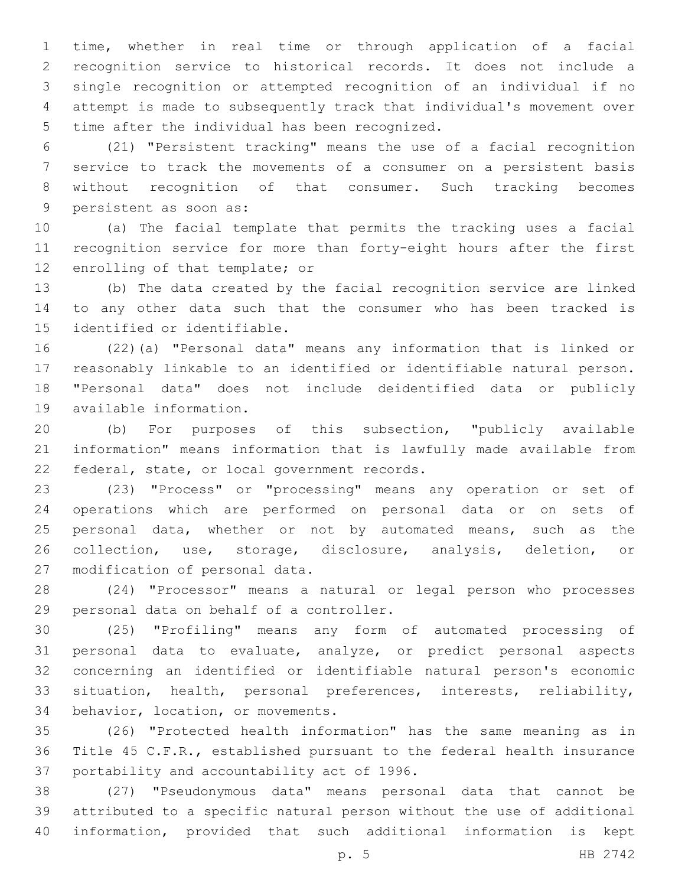time, whether in real time or through application of a facial recognition service to historical records. It does not include a single recognition or attempted recognition of an individual if no attempt is made to subsequently track that individual's movement over time after the individual has been recognized.

(21) "Persistent tracking" means the use of a facial recognition service to track the movements of a consumer on a persistent basis without recognition of that consumer. Such tracking becomes persistent as soon as:

(a) The facial template that permits the tracking uses a facial recognition service for more than forty-eight hours after the first enrolling of that template; or

(b) The data created by the facial recognition service are linked to any other data such that the consumer who has been tracked is identified or identifiable.

(22)(a) "Personal data" means any information that is linked or reasonably linkable to an identified or identifiable natural person. "Personal data" does not include deidentified data or publicly available information.

(b) For purposes of this subsection, "publicly available information" means information that is lawfully made available from federal, state, or local government records.

(23) "Process" or "processing" means any operation or set of operations which are performed on personal data or on sets of personal data, whether or not by automated means, such as the collection, use, storage, disclosure, analysis, deletion, or modification of personal data.

(24) "Processor" means a natural or legal person who processes personal data on behalf of a controller.

(25) "Profiling" means any form of automated processing of personal data to evaluate, analyze, or predict personal aspects concerning an identified or identifiable natural person's economic situation, health, personal preferences, interests, reliability, behavior, location, or movements.

(26) "Protected health information" has the same meaning as in Title 45 C.F.R., established pursuant to the federal health insurance portability and accountability act of 1996.

(27) "Pseudonymous data" means personal data that cannot be attributed to a specific natural person without the use of additional information, provided that such additional information is kept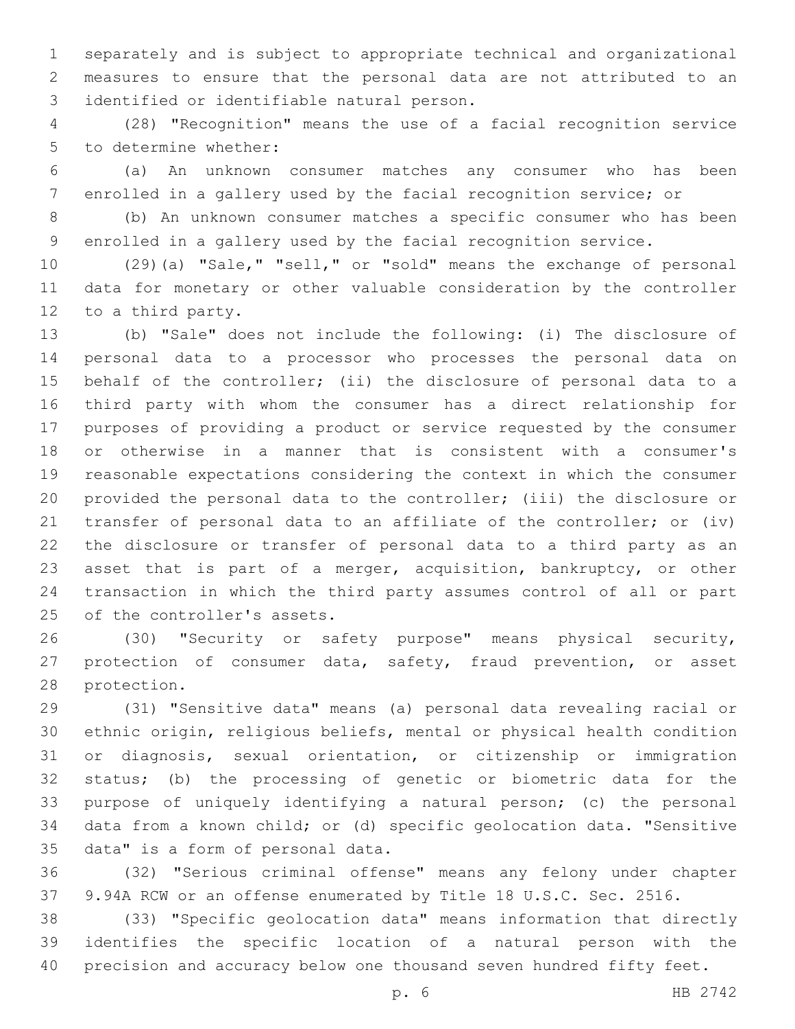separately and is subject to appropriate technical and organizational measures to ensure that the personal data are not attributed to an identified or identifiable natural person.

(28) "Recognition" means the use of a facial recognition service to determine whether:

(a) An unknown consumer matches any consumer who has been enrolled in a gallery used by the facial recognition service; or

(b) An unknown consumer matches a specific consumer who has been enrolled in a gallery used by the facial recognition service.

(29)(a) "Sale," "sell," or "sold" means the exchange of personal data for monetary or other valuable consideration by the controller to a third party.

(b) "Sale" does not include the following: (i) The disclosure of personal data to a processor who processes the personal data on behalf of the controller; (ii) the disclosure of personal data to a third party with whom the consumer has a direct relationship for purposes of providing a product or service requested by the consumer or otherwise in a manner that is consistent with a consumer's reasonable expectations considering the context in which the consumer provided the personal data to the controller; (iii) the disclosure or transfer of personal data to an affiliate of the controller; or (iv) the disclosure or transfer of personal data to a third party as an asset that is part of a merger, acquisition, bankruptcy, or other transaction in which the third party assumes control of all or part of the controller's assets.

(30) "Security or safety purpose" means physical security, protection of consumer data, safety, fraud prevention, or asset protection.

(31) "Sensitive data" means (a) personal data revealing racial or ethnic origin, religious beliefs, mental or physical health condition or diagnosis, sexual orientation, or citizenship or immigration status; (b) the processing of genetic or biometric data for the purpose of uniquely identifying a natural person; (c) the personal data from a known child; or (d) specific geolocation data. "Sensitive data" is a form of personal data.

(32) "Serious criminal offense" means any felony under chapter 9.94A RCW or an offense enumerated by Title 18 U.S.C. Sec. 2516.

(33) "Specific geolocation data" means information that directly identifies the specific location of a natural person with the precision and accuracy below one thousand seven hundred fifty feet.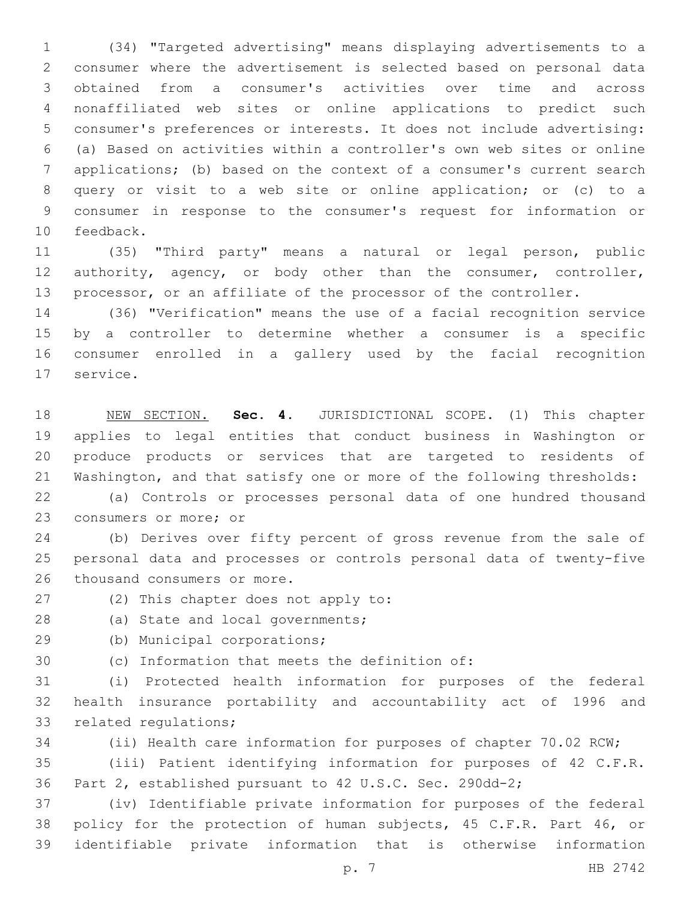(34) "Targeted advertising" means displaying advertisements to a consumer where the advertisement is selected based on personal data obtained from a consumer's activities over time and across nonaffiliated web sites or online applications to predict such consumer's preferences or interests. It does not include advertising: (a) Based on activities within a controller's own web sites or online applications; (b) based on the context of a consumer's current search query or visit to a web site or online application; or (c) to a consumer in response to the consumer's request for information or feedback.

(35) "Third party" means a natural or legal person, public authority, agency, or body other than the consumer, controller, processor, or an affiliate of the processor of the controller.

(36) "Verification" means the use of a facial recognition service by a controller to determine whether a consumer is a specific consumer enrolled in a gallery used by the facial recognition service.

NEW SECTION. **Sec. 4.** JURISDICTIONAL SCOPE. (1) This chapter applies to legal entities that conduct business in Washington or produce products or services that are targeted to residents of Washington, and that satisfy one or more of the following thresholds:

(a) Controls or processes personal data of one hundred thousand consumers or more; or

(b) Derives over fifty percent of gross revenue from the sale of personal data and processes or controls personal data of twenty-five thousand consumers or more.

(2) This chapter does not apply to:

(a) State and local governments;

(b) Municipal corporations;

(c) Information that meets the definition of:

(i) Protected health information for purposes of the federal health insurance portability and accountability act of 1996 and related regulations;

(ii) Health care information for purposes of chapter 70.02 RCW;

(iii) Patient identifying information for purposes of 42 C.F.R. Part 2, established pursuant to 42 U.S.C. Sec. 290dd-2;

(iv) Identifiable private information for purposes of the federal policy for the protection of human subjects, 45 C.F.R. Part 46, or identifiable private information that is otherwise information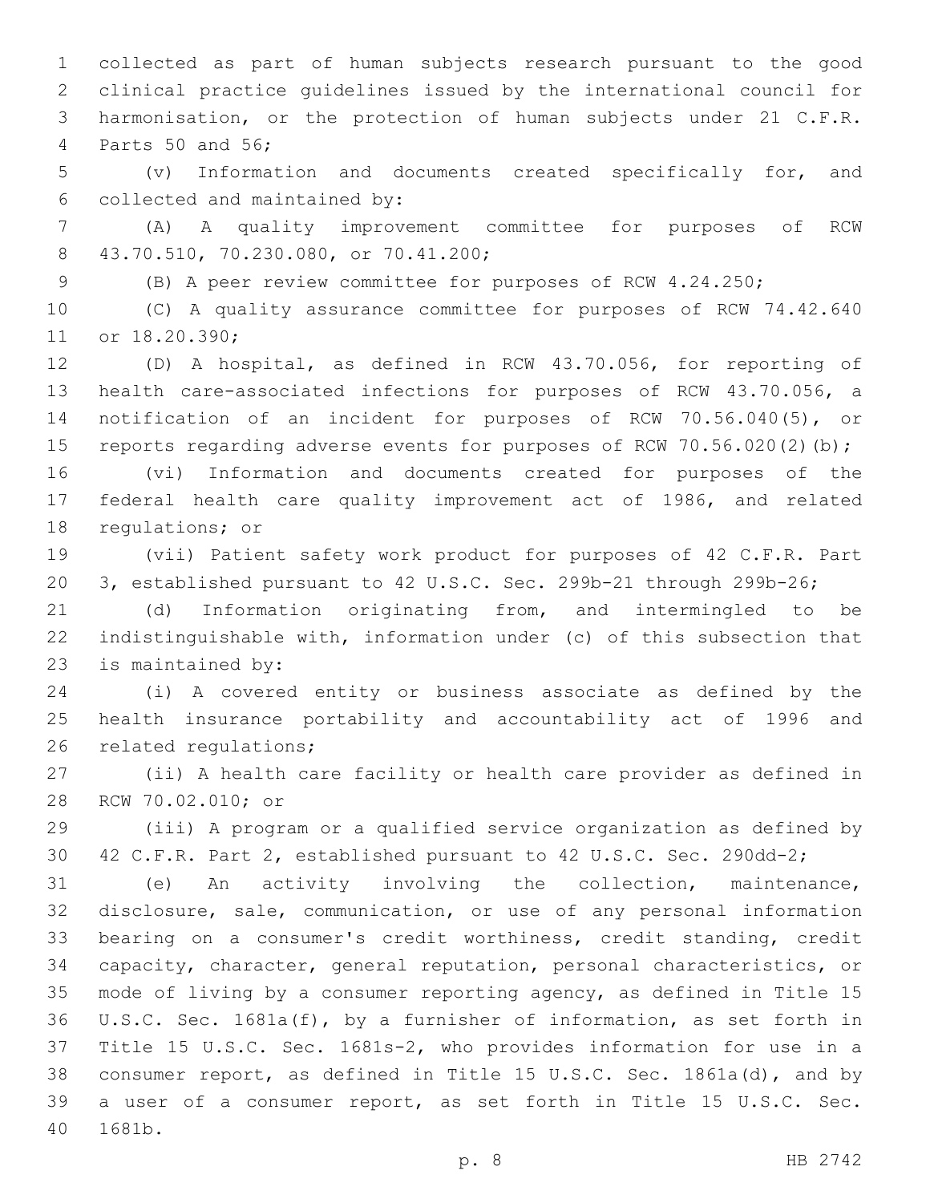collected as part of human subjects research pursuant to the good clinical practice guidelines issued by the international council for harmonisation, or the protection of human subjects under 21 C.F.R. Parts 50 and 56;

(v) Information and documents created specifically for, and collected and maintained by:

(A) A quality improvement committee for purposes of RCW 43.70.510, 70.230.080, or 70.41.200;

(B) A peer review committee for purposes of RCW 4.24.250;

(C) A quality assurance committee for purposes of RCW 74.42.640 or 18.20.390;

(D) A hospital, as defined in RCW 43.70.056, for reporting of health care-associated infections for purposes of RCW 43.70.056, a notification of an incident for purposes of RCW 70.56.040(5), or reports regarding adverse events for purposes of RCW 70.56.020(2)(b);

(vi) Information and documents created for purposes of the federal health care quality improvement act of 1986, and related regulations; or

(vii) Patient safety work product for purposes of 42 C.F.R. Part 3, established pursuant to 42 U.S.C. Sec. 299b-21 through 299b-26;

(d) Information originating from, and intermingled to be indistinguishable with, information under (c) of this subsection that is maintained by:

(i) A covered entity or business associate as defined by the health insurance portability and accountability act of 1996 and related regulations;

(ii) A health care facility or health care provider as defined in RCW 70.02.010; or

(iii) A program or a qualified service organization as defined by 42 C.F.R. Part 2, established pursuant to 42 U.S.C. Sec. 290dd-2;

(e) An activity involving the collection, maintenance, disclosure, sale, communication, or use of any personal information bearing on a consumer's credit worthiness, credit standing, credit capacity, character, general reputation, personal characteristics, or mode of living by a consumer reporting agency, as defined in Title 15 U.S.C. Sec. 1681a(f), by a furnisher of information, as set forth in Title 15 U.S.C. Sec. 1681s-2, who provides information for use in a consumer report, as defined in Title 15 U.S.C. Sec. 1861a(d), and by a user of a consumer report, as set forth in Title 15 U.S.C. Sec. 1681b.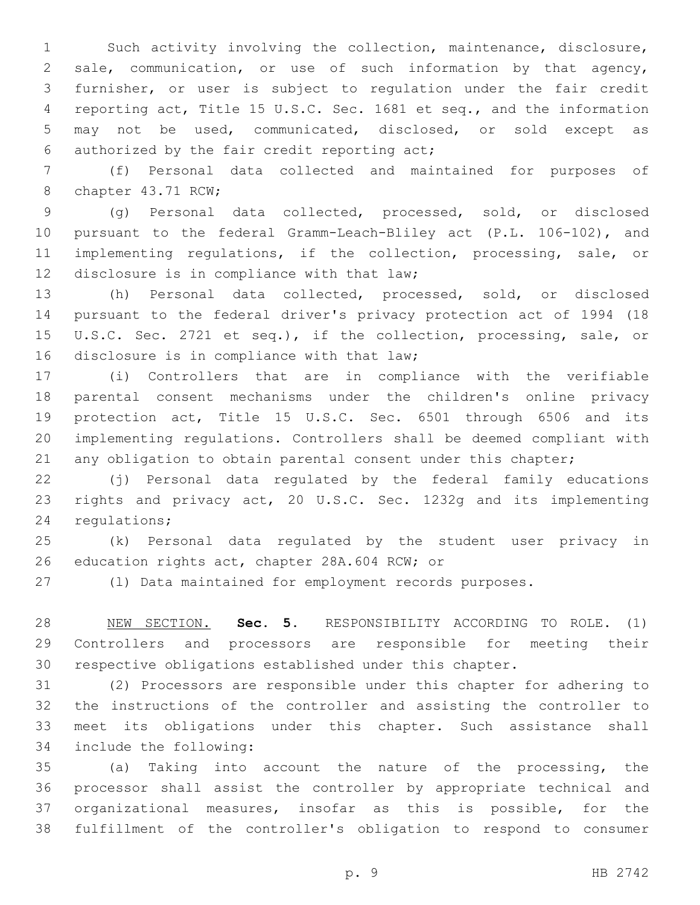Such activity involving the collection, maintenance, disclosure, sale, communication, or use of such information by that agency, furnisher, or user is subject to regulation under the fair credit reporting act, Title 15 U.S.C. Sec. 1681 et seq., and the information may not be used, communicated, disclosed, or sold except as authorized by the fair credit reporting act;

(f) Personal data collected and maintained for purposes of chapter 43.71 RCW;

(g) Personal data collected, processed, sold, or disclosed pursuant to the federal Gramm-Leach-Bliley act (P.L. 106-102), and implementing regulations, if the collection, processing, sale, or disclosure is in compliance with that law;

(h) Personal data collected, processed, sold, or disclosed pursuant to the federal driver's privacy protection act of 1994 (18 U.S.C. Sec. 2721 et seq.), if the collection, processing, sale, or disclosure is in compliance with that law;

(i) Controllers that are in compliance with the verifiable parental consent mechanisms under the children's online privacy protection act, Title 15 U.S.C. Sec. 6501 through 6506 and its implementing regulations. Controllers shall be deemed compliant with any obligation to obtain parental consent under this chapter;

(j) Personal data regulated by the federal family educations rights and privacy act, 20 U.S.C. Sec. 1232g and its implementing regulations;

(k) Personal data regulated by the student user privacy in education rights act, chapter 28A.604 RCW; or

(l) Data maintained for employment records purposes.

NEW SECTION. **Sec. 5.** RESPONSIBILITY ACCORDING TO ROLE. (1) Controllers and processors are responsible for meeting their respective obligations established under this chapter.

(2) Processors are responsible under this chapter for adhering to the instructions of the controller and assisting the controller to meet its obligations under this chapter. Such assistance shall include the following:

(a) Taking into account the nature of the processing, the processor shall assist the controller by appropriate technical and organizational measures, insofar as this is possible, for the fulfillment of the controller's obligation to respond to consumer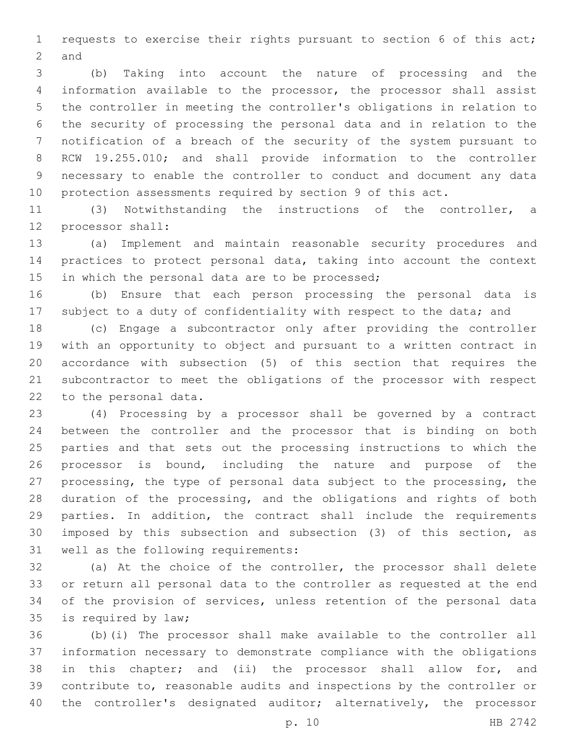requests to exercise their rights pursuant to section 6 of this act; and

(b) Taking into account the nature of processing and the information available to the processor, the processor shall assist the controller in meeting the controller's obligations in relation to the security of processing the personal data and in relation to the notification of a breach of the security of the system pursuant to RCW 19.255.010; and shall provide information to the controller necessary to enable the controller to conduct and document any data protection assessments required by section 9 of this act.

(3) Notwithstanding the instructions of the controller, a processor shall:

(a) Implement and maintain reasonable security procedures and practices to protect personal data, taking into account the context in which the personal data are to be processed;

(b) Ensure that each person processing the personal data is subject to a duty of confidentiality with respect to the data; and

(c) Engage a subcontractor only after providing the controller with an opportunity to object and pursuant to a written contract in accordance with subsection (5) of this section that requires the subcontractor to meet the obligations of the processor with respect to the personal data.

(4) Processing by a processor shall be governed by a contract between the controller and the processor that is binding on both parties and that sets out the processing instructions to which the processor is bound, including the nature and purpose of the processing, the type of personal data subject to the processing, the duration of the processing, and the obligations and rights of both parties. In addition, the contract shall include the requirements imposed by this subsection and subsection (3) of this section, as well as the following requirements:

(a) At the choice of the controller, the processor shall delete or return all personal data to the controller as requested at the end of the provision of services, unless retention of the personal data is required by law;

(b)(i) The processor shall make available to the controller all information necessary to demonstrate compliance with the obligations in this chapter; and (ii) the processor shall allow for, and contribute to, reasonable audits and inspections by the controller or the controller's designated auditor; alternatively, the processor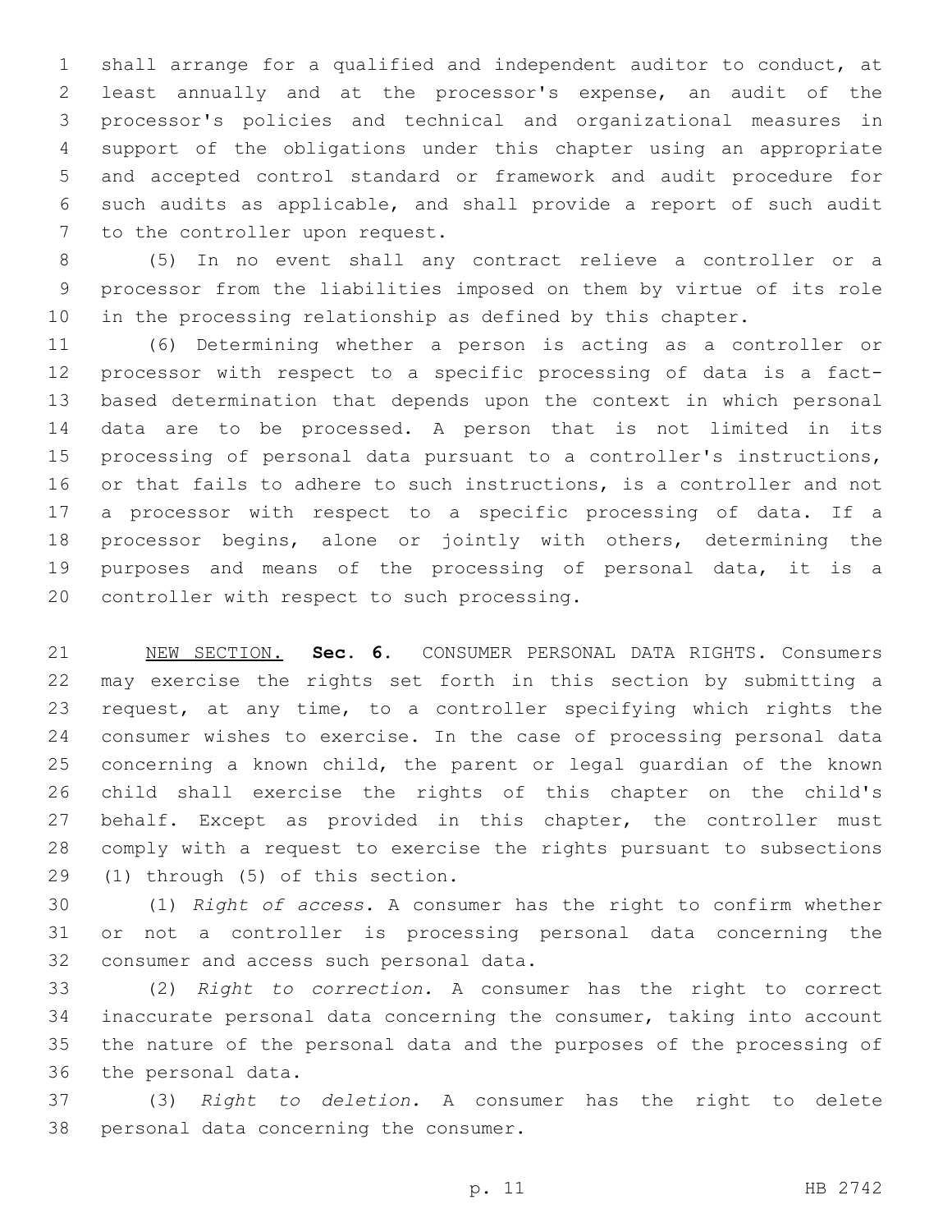shall arrange for a qualified and independent auditor to conduct, at least annually and at the processor's expense, an audit of the processor's policies and technical and organizational measures in support of the obligations under this chapter using an appropriate and accepted control standard or framework and audit procedure for such audits as applicable, and shall provide a report of such audit to the controller upon request.

(5) In no event shall any contract relieve a controller or a processor from the liabilities imposed on them by virtue of its role in the processing relationship as defined by this chapter.

(6) Determining whether a person is acting as a controller or processor with respect to a specific processing of data is a fact-based determination that depends upon the context in which personal data are to be processed. A person that is not limited in its processing of personal data pursuant to a controller's instructions, or that fails to adhere to such instructions, is a controller and not a processor with respect to a specific processing of data. If a processor begins, alone or jointly with others, determining the purposes and means of the processing of personal data, it is a controller with respect to such processing.

NEW SECTION. **Sec. 6.** CONSUMER PERSONAL DATA RIGHTS. Consumers may exercise the rights set forth in this section by submitting a request, at any time, to a controller specifying which rights the consumer wishes to exercise. In the case of processing personal data concerning a known child, the parent or legal guardian of the known child shall exercise the rights of this chapter on the child's behalf. Except as provided in this chapter, the controller must comply with a request to exercise the rights pursuant to subsections (1) through (5) of this section.

(1) *Right of access.* A consumer has the right to confirm whether or not a controller is processing personal data concerning the consumer and access such personal data.

(2) *Right to correction.* A consumer has the right to correct inaccurate personal data concerning the consumer, taking into account the nature of the personal data and the purposes of the processing of the personal data.

(3) *Right to deletion.* A consumer has the right to delete personal data concerning the consumer.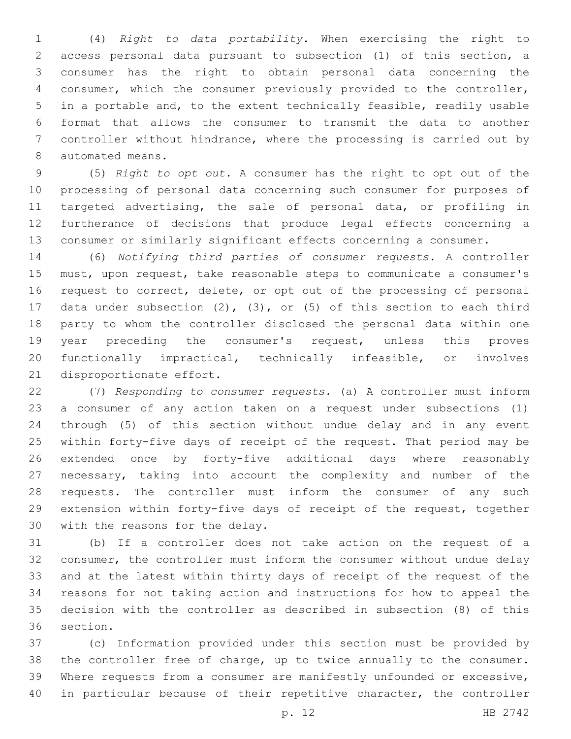(4) *Right to data portability.* When exercising the right to access personal data pursuant to subsection (1) of this section, a consumer has the right to obtain personal data concerning the consumer, which the consumer previously provided to the controller, in a portable and, to the extent technically feasible, readily usable format that allows the consumer to transmit the data to another controller without hindrance, where the processing is carried out by automated means.

(5) *Right to opt out.* A consumer has the right to opt out of the processing of personal data concerning such consumer for purposes of targeted advertising, the sale of personal data, or profiling in furtherance of decisions that produce legal effects concerning a consumer or similarly significant effects concerning a consumer.

(6) *Notifying third parties of consumer requests.* A controller must, upon request, take reasonable steps to communicate a consumer's request to correct, delete, or opt out of the processing of personal data under subsection (2), (3), or (5) of this section to each third party to whom the controller disclosed the personal data within one year preceding the consumer's request, unless this proves functionally impractical, technically infeasible, or involves disproportionate effort.

(7) *Responding to consumer requests.* (a) A controller must inform a consumer of any action taken on a request under subsections (1) through (5) of this section without undue delay and in any event within forty-five days of receipt of the request. That period may be extended once by forty-five additional days where reasonably necessary, taking into account the complexity and number of the requests. The controller must inform the consumer of any such extension within forty-five days of receipt of the request, together with the reasons for the delay.

(b) If a controller does not take action on the request of a consumer, the controller must inform the consumer without undue delay and at the latest within thirty days of receipt of the request of the reasons for not taking action and instructions for how to appeal the decision with the controller as described in subsection (8) of this section.

(c) Information provided under this section must be provided by the controller free of charge, up to twice annually to the consumer. Where requests from a consumer are manifestly unfounded or excessive, in particular because of their repetitive character, the controller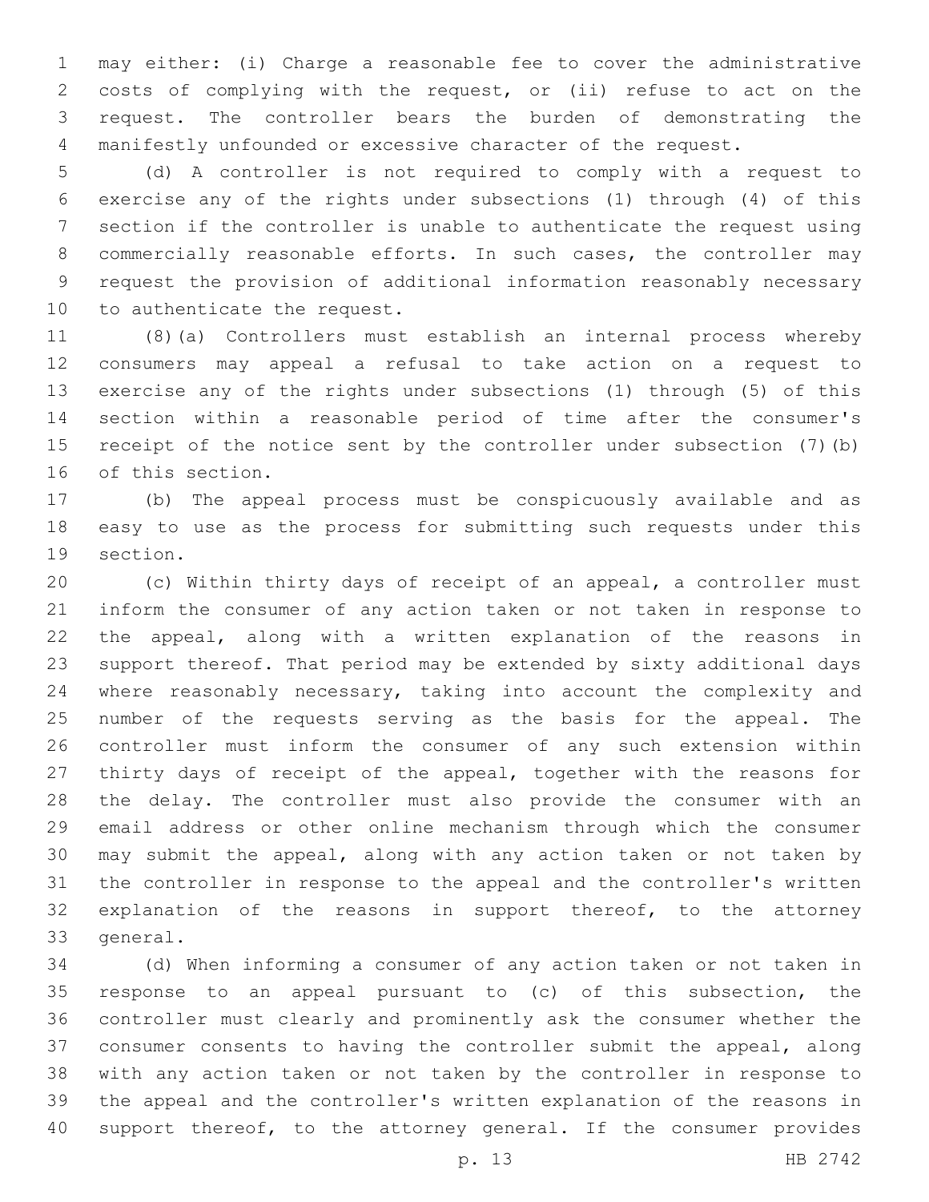may either: (i) Charge a reasonable fee to cover the administrative costs of complying with the request, or (ii) refuse to act on the request. The controller bears the burden of demonstrating the manifestly unfounded or excessive character of the request.

(d) A controller is not required to comply with a request to exercise any of the rights under subsections (1) through (4) of this section if the controller is unable to authenticate the request using commercially reasonable efforts. In such cases, the controller may request the provision of additional information reasonably necessary to authenticate the request.

(8)(a) Controllers must establish an internal process whereby consumers may appeal a refusal to take action on a request to exercise any of the rights under subsections (1) through (5) of this section within a reasonable period of time after the consumer's receipt of the notice sent by the controller under subsection (7)(b) of this section.

(b) The appeal process must be conspicuously available and as easy to use as the process for submitting such requests under this section.

(c) Within thirty days of receipt of an appeal, a controller must inform the consumer of any action taken or not taken in response to the appeal, along with a written explanation of the reasons in support thereof. That period may be extended by sixty additional days where reasonably necessary, taking into account the complexity and number of the requests serving as the basis for the appeal. The controller must inform the consumer of any such extension within thirty days of receipt of the appeal, together with the reasons for the delay. The controller must also provide the consumer with an email address or other online mechanism through which the consumer may submit the appeal, along with any action taken or not taken by the controller in response to the appeal and the controller's written explanation of the reasons in support thereof, to the attorney general.

(d) When informing a consumer of any action taken or not taken in response to an appeal pursuant to (c) of this subsection, the controller must clearly and prominently ask the consumer whether the consumer consents to having the controller submit the appeal, along with any action taken or not taken by the controller in response to the appeal and the controller's written explanation of the reasons in support thereof, to the attorney general. If the consumer provides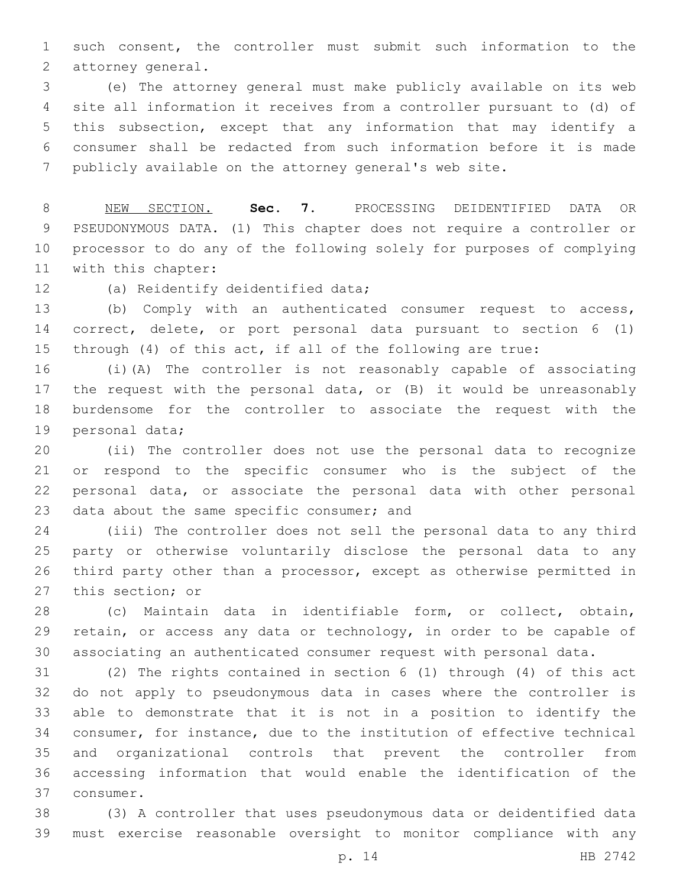such consent, the controller must submit such information to the attorney general.

(e) The attorney general must make publicly available on its web site all information it receives from a controller pursuant to (d) of this subsection, except that any information that may identify a consumer shall be redacted from such information before it is made publicly available on the attorney general's web site.

NEW SECTION. **Sec. 7.** PROCESSING DEIDENTIFIED DATA OR PSEUDONYMOUS DATA. (1) This chapter does not require a controller or processor to do any of the following solely for purposes of complying with this chapter:

(a) Reidentify deidentified data;

(b) Comply with an authenticated consumer request to access, correct, delete, or port personal data pursuant to section 6 (1) through (4) of this act, if all of the following are true:

(i)(A) The controller is not reasonably capable of associating the request with the personal data, or (B) it would be unreasonably burdensome for the controller to associate the request with the personal data;

(ii) The controller does not use the personal data to recognize or respond to the specific consumer who is the subject of the personal data, or associate the personal data with other personal data about the same specific consumer; and

(iii) The controller does not sell the personal data to any third party or otherwise voluntarily disclose the personal data to any third party other than a processor, except as otherwise permitted in this section; or

(c) Maintain data in identifiable form, or collect, obtain, retain, or access any data or technology, in order to be capable of associating an authenticated consumer request with personal data.

(2) The rights contained in section 6 (1) through (4) of this act do not apply to pseudonymous data in cases where the controller is able to demonstrate that it is not in a position to identify the consumer, for instance, due to the institution of effective technical and organizational controls that prevent the controller from accessing information that would enable the identification of the consumer.

(3) A controller that uses pseudonymous data or deidentified data must exercise reasonable oversight to monitor compliance with any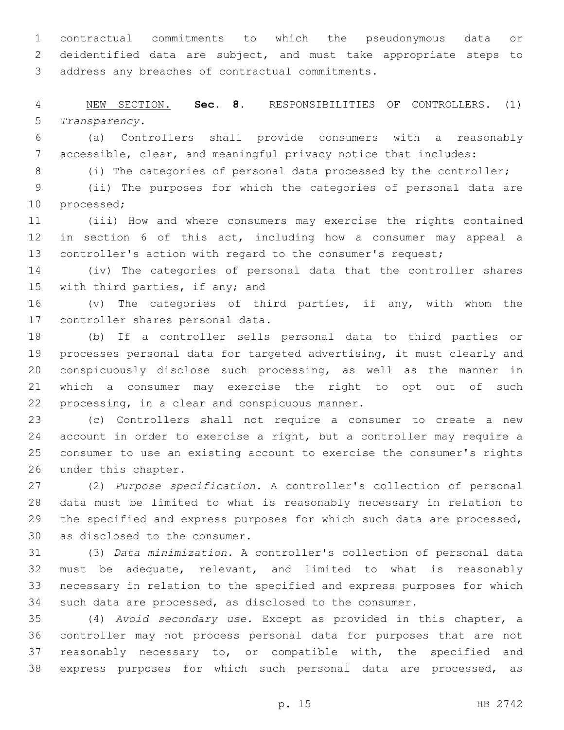contractual commitments to which the pseudonymous data or deidentified data are subject, and must take appropriate steps to address any breaches of contractual commitments.

NEW SECTION. **Sec. 8.** RESPONSIBILITIES OF CONTROLLERS. (1) *Transparency.*

(a) Controllers shall provide consumers with a reasonably accessible, clear, and meaningful privacy notice that includes:

(i) The categories of personal data processed by the controller;

(ii) The purposes for which the categories of personal data are processed;

(iii) How and where consumers may exercise the rights contained in section 6 of this act, including how a consumer may appeal a controller's action with regard to the consumer's request;

(iv) The categories of personal data that the controller shares with third parties, if any; and

(v) The categories of third parties, if any, with whom the controller shares personal data.

(b) If a controller sells personal data to third parties or processes personal data for targeted advertising, it must clearly and conspicuously disclose such processing, as well as the manner in which a consumer may exercise the right to opt out of such processing, in a clear and conspicuous manner.

(c) Controllers shall not require a consumer to create a new account in order to exercise a right, but a controller may require a consumer to use an existing account to exercise the consumer's rights under this chapter.

(2) *Purpose specification.* A controller's collection of personal data must be limited to what is reasonably necessary in relation to the specified and express purposes for which such data are processed, as disclosed to the consumer.

(3) *Data minimization.* A controller's collection of personal data must be adequate, relevant, and limited to what is reasonably necessary in relation to the specified and express purposes for which such data are processed, as disclosed to the consumer.

(4) *Avoid secondary use.* Except as provided in this chapter, a controller may not process personal data for purposes that are not reasonably necessary to, or compatible with, the specified and express purposes for which such personal data are processed, as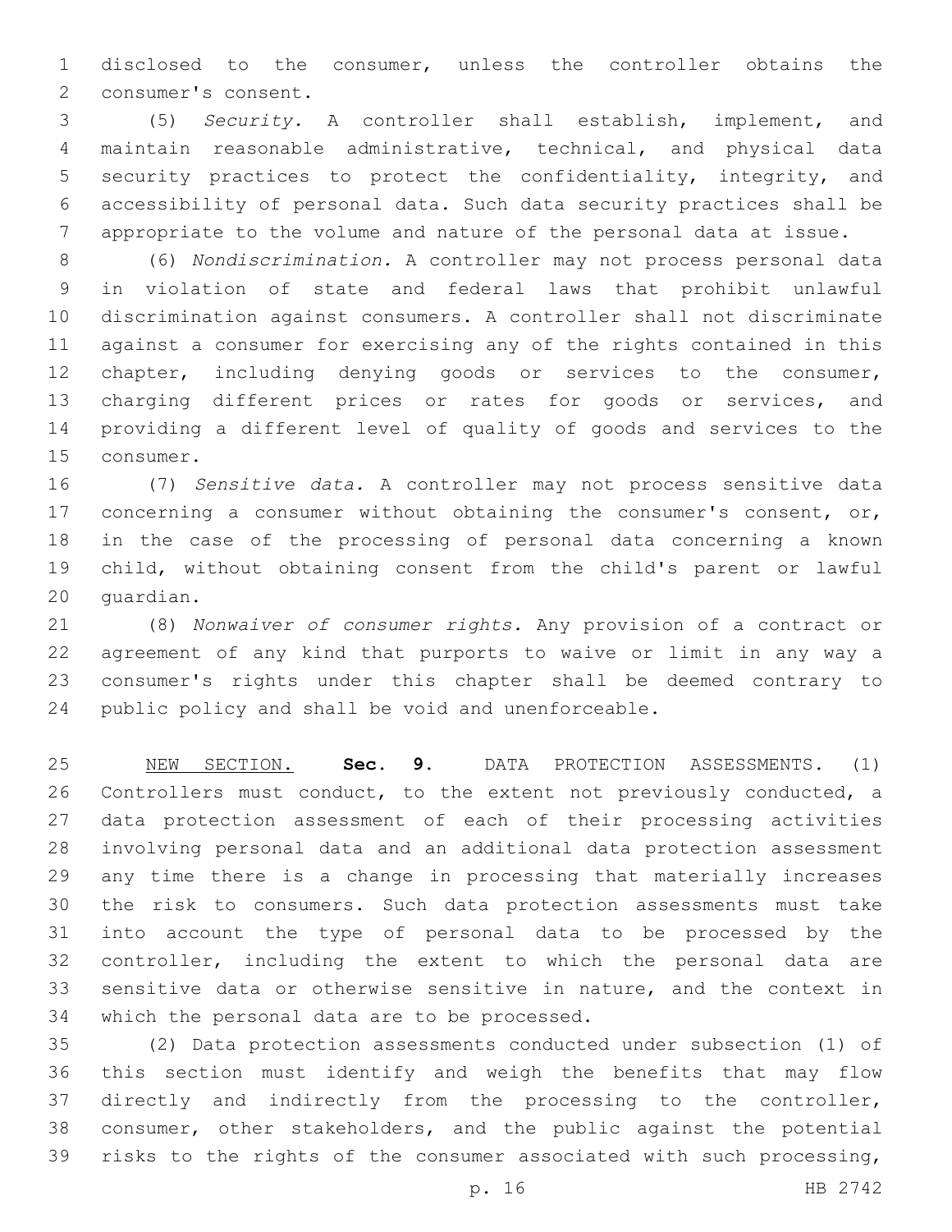disclosed to the consumer, unless the controller obtains the consumer's consent.

(5) *Security.* A controller shall establish, implement, and maintain reasonable administrative, technical, and physical data security practices to protect the confidentiality, integrity, and accessibility of personal data. Such data security practices shall be appropriate to the volume and nature of the personal data at issue.

(6) *Nondiscrimination.* A controller may not process personal data in violation of state and federal laws that prohibit unlawful discrimination against consumers. A controller shall not discriminate against a consumer for exercising any of the rights contained in this chapter, including denying goods or services to the consumer, charging different prices or rates for goods or services, and providing a different level of quality of goods and services to the consumer.

(7) *Sensitive data.* A controller may not process sensitive data concerning a consumer without obtaining the consumer's consent, or, in the case of the processing of personal data concerning a known child, without obtaining consent from the child's parent or lawful guardian.

(8) *Nonwaiver of consumer rights.* Any provision of a contract or agreement of any kind that purports to waive or limit in any way a consumer's rights under this chapter shall be deemed contrary to public policy and shall be void and unenforceable.

NEW SECTION. **Sec. 9.** DATA PROTECTION ASSESSMENTS. (1) Controllers must conduct, to the extent not previously conducted, a data protection assessment of each of their processing activities involving personal data and an additional data protection assessment any time there is a change in processing that materially increases the risk to consumers. Such data protection assessments must take into account the type of personal data to be processed by the controller, including the extent to which the personal data are sensitive data or otherwise sensitive in nature, and the context in which the personal data are to be processed.

(2) Data protection assessments conducted under subsection (1) of this section must identify and weigh the benefits that may flow directly and indirectly from the processing to the controller, consumer, other stakeholders, and the public against the potential risks to the rights of the consumer associated with such processing,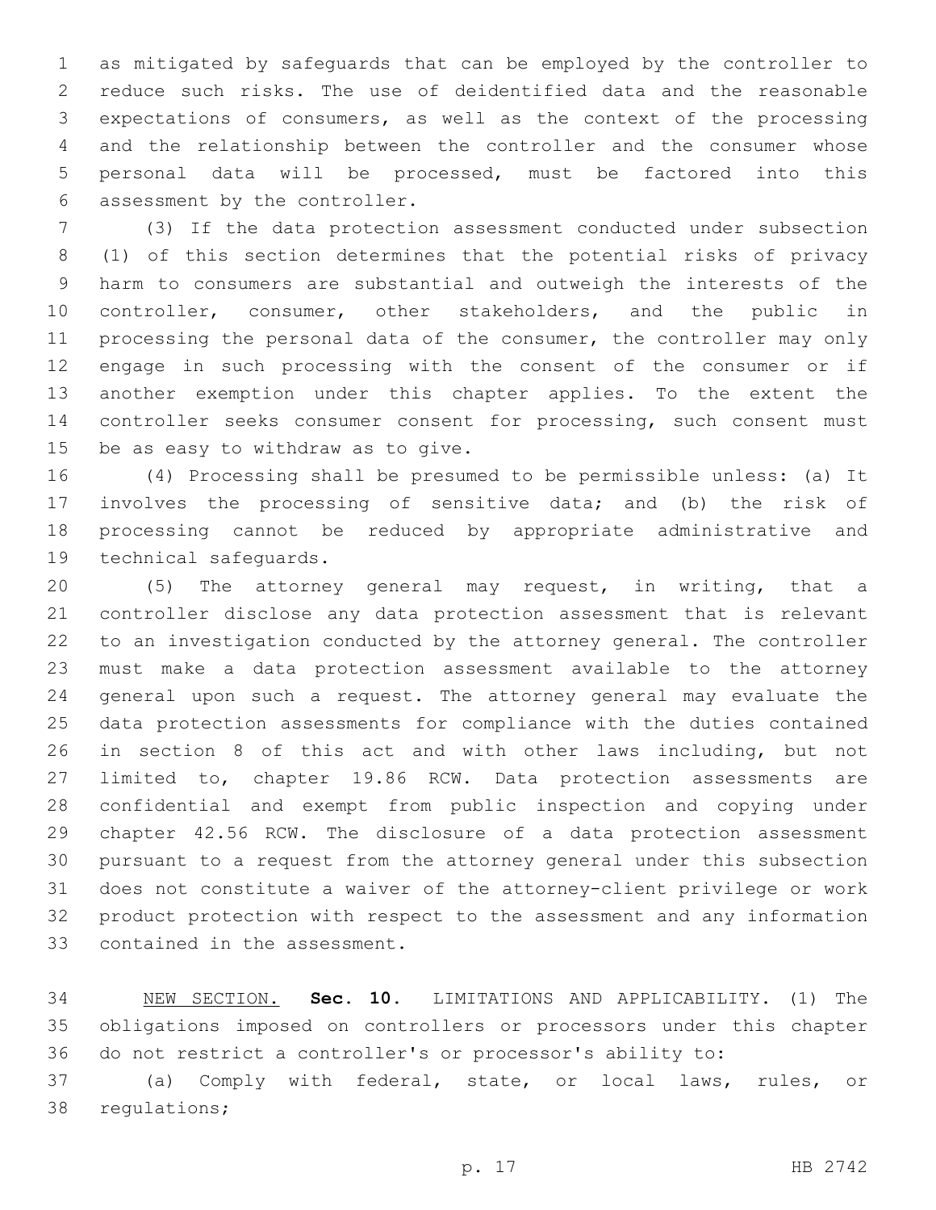as mitigated by safeguards that can be employed by the controller to reduce such risks. The use of deidentified data and the reasonable expectations of consumers, as well as the context of the processing and the relationship between the controller and the consumer whose personal data will be processed, must be factored into this assessment by the controller.

(3) If the data protection assessment conducted under subsection (1) of this section determines that the potential risks of privacy harm to consumers are substantial and outweigh the interests of the controller, consumer, other stakeholders, and the public in processing the personal data of the consumer, the controller may only engage in such processing with the consent of the consumer or if another exemption under this chapter applies. To the extent the controller seeks consumer consent for processing, such consent must be as easy to withdraw as to give.

(4) Processing shall be presumed to be permissible unless: (a) It involves the processing of sensitive data; and (b) the risk of processing cannot be reduced by appropriate administrative and technical safeguards.

(5) The attorney general may request, in writing, that a controller disclose any data protection assessment that is relevant to an investigation conducted by the attorney general. The controller must make a data protection assessment available to the attorney general upon such a request. The attorney general may evaluate the data protection assessments for compliance with the duties contained in section 8 of this act and with other laws including, but not limited to, chapter 19.86 RCW. Data protection assessments are confidential and exempt from public inspection and copying under chapter 42.56 RCW. The disclosure of a data protection assessment pursuant to a request from the attorney general under this subsection does not constitute a waiver of the attorney-client privilege or work product protection with respect to the assessment and any information contained in the assessment.

NEW SECTION. **Sec. 10.** LIMITATIONS AND APPLICABILITY. (1) The obligations imposed on controllers or processors under this chapter do not restrict a controller's or processor's ability to:

(a) Comply with federal, state, or local laws, rules, or regulations;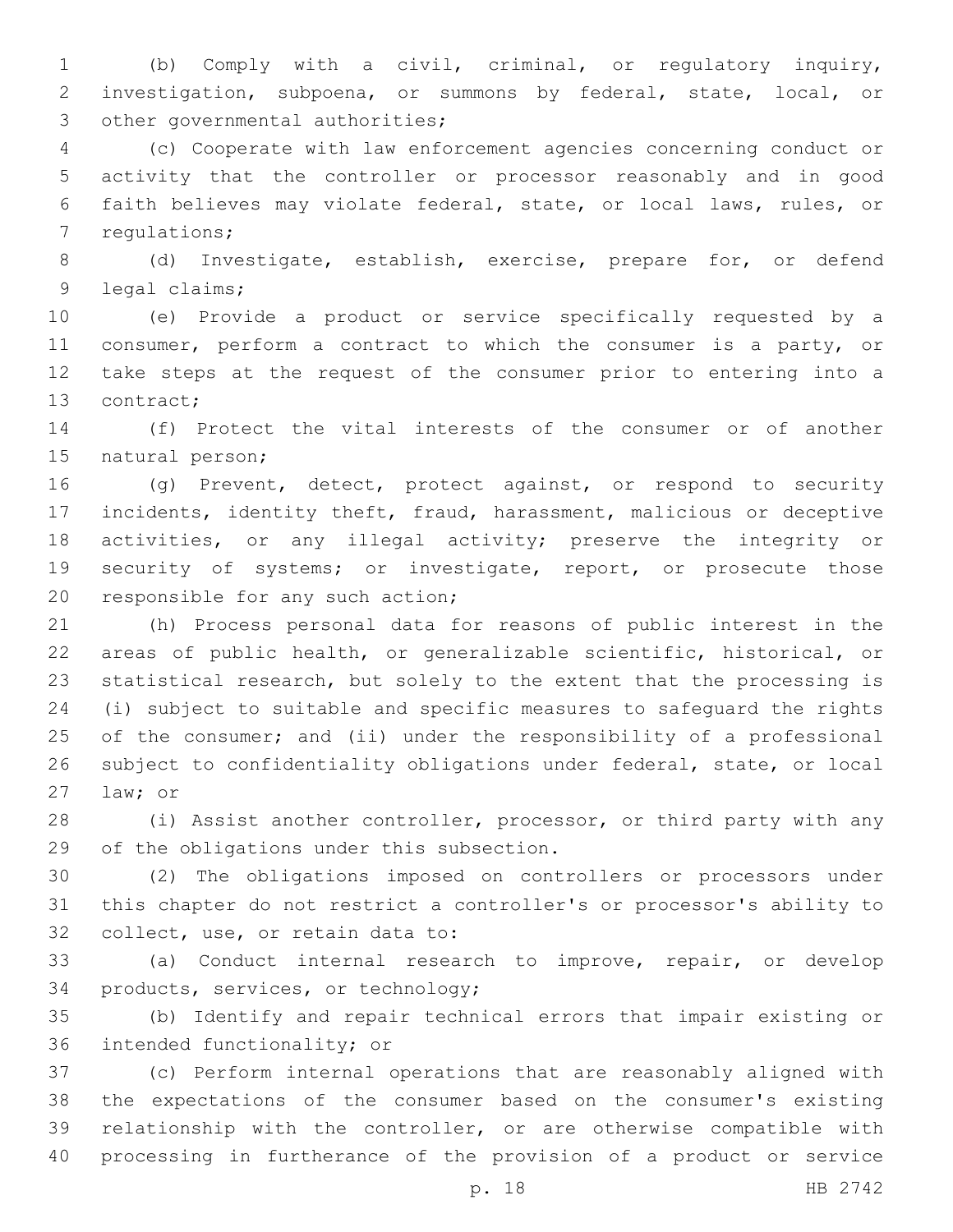(b) Comply with a civil, criminal, or regulatory inquiry, investigation, subpoena, or summons by federal, state, local, or other governmental authorities;

(c) Cooperate with law enforcement agencies concerning conduct or activity that the controller or processor reasonably and in good faith believes may violate federal, state, or local laws, rules, or regulations;

(d) Investigate, establish, exercise, prepare for, or defend legal claims;

(e) Provide a product or service specifically requested by a consumer, perform a contract to which the consumer is a party, or take steps at the request of the consumer prior to entering into a contract;

(f) Protect the vital interests of the consumer or of another natural person;

(g) Prevent, detect, protect against, or respond to security incidents, identity theft, fraud, harassment, malicious or deceptive activities, or any illegal activity; preserve the integrity or security of systems; or investigate, report, or prosecute those responsible for any such action;

(h) Process personal data for reasons of public interest in the areas of public health, or generalizable scientific, historical, or statistical research, but solely to the extent that the processing is (i) subject to suitable and specific measures to safeguard the rights of the consumer; and (ii) under the responsibility of a professional subject to confidentiality obligations under federal, state, or local law; or

(i) Assist another controller, processor, or third party with any of the obligations under this subsection.

(2) The obligations imposed on controllers or processors under this chapter do not restrict a controller's or processor's ability to collect, use, or retain data to:

(a) Conduct internal research to improve, repair, or develop products, services, or technology;

(b) Identify and repair technical errors that impair existing or intended functionality; or

(c) Perform internal operations that are reasonably aligned with the expectations of the consumer based on the consumer's existing relationship with the controller, or are otherwise compatible with processing in furtherance of the provision of a product or service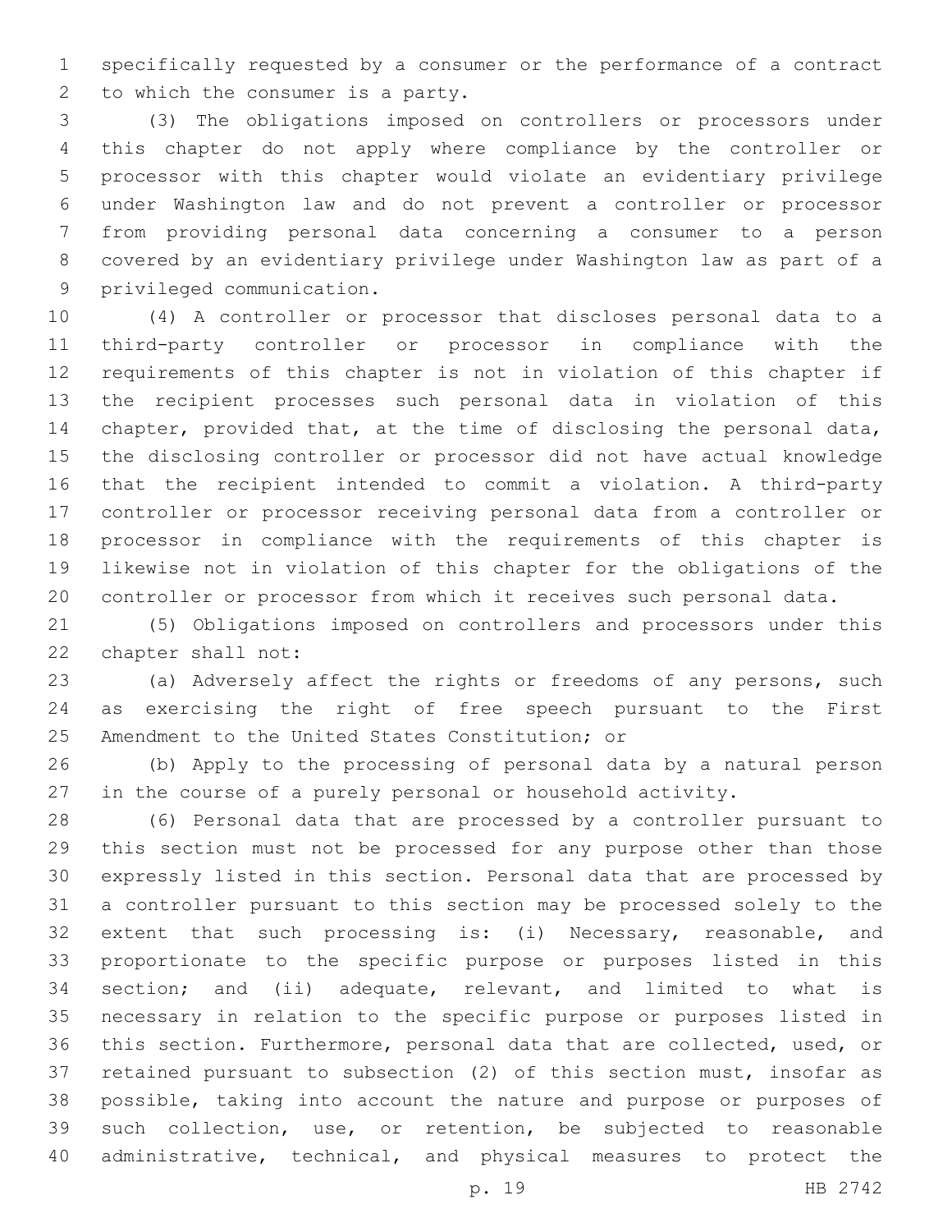specifically requested by a consumer or the performance of a contract to which the consumer is a party.

(3) The obligations imposed on controllers or processors under this chapter do not apply where compliance by the controller or processor with this chapter would violate an evidentiary privilege under Washington law and do not prevent a controller or processor from providing personal data concerning a consumer to a person covered by an evidentiary privilege under Washington law as part of a privileged communication.

(4) A controller or processor that discloses personal data to a third-party controller or processor in compliance with the requirements of this chapter is not in violation of this chapter if the recipient processes such personal data in violation of this chapter, provided that, at the time of disclosing the personal data, the disclosing controller or processor did not have actual knowledge that the recipient intended to commit a violation. A third-party controller or processor receiving personal data from a controller or processor in compliance with the requirements of this chapter is likewise not in violation of this chapter for the obligations of the controller or processor from which it receives such personal data.

(5) Obligations imposed on controllers and processors under this chapter shall not:

(a) Adversely affect the rights or freedoms of any persons, such as exercising the right of free speech pursuant to the First Amendment to the United States Constitution; or

(b) Apply to the processing of personal data by a natural person in the course of a purely personal or household activity.

(6) Personal data that are processed by a controller pursuant to this section must not be processed for any purpose other than those expressly listed in this section. Personal data that are processed by a controller pursuant to this section may be processed solely to the extent that such processing is: (i) Necessary, reasonable, and proportionate to the specific purpose or purposes listed in this section; and (ii) adequate, relevant, and limited to what is necessary in relation to the specific purpose or purposes listed in this section. Furthermore, personal data that are collected, used, or retained pursuant to subsection (2) of this section must, insofar as possible, taking into account the nature and purpose or purposes of such collection, use, or retention, be subjected to reasonable administrative, technical, and physical measures to protect the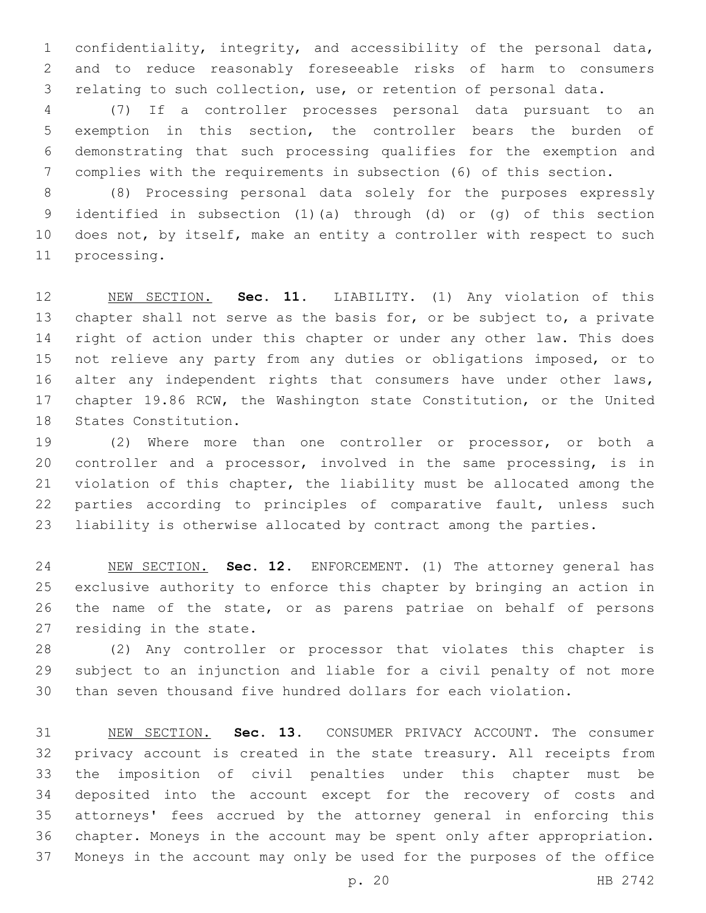confidentiality, integrity, and accessibility of the personal data, and to reduce reasonably foreseeable risks of harm to consumers relating to such collection, use, or retention of personal data.

(7) If a controller processes personal data pursuant to an exemption in this section, the controller bears the burden of demonstrating that such processing qualifies for the exemption and complies with the requirements in subsection (6) of this section.

(8) Processing personal data solely for the purposes expressly identified in subsection (1)(a) through (d) or (g) of this section does not, by itself, make an entity a controller with respect to such processing.

NEW SECTION. **Sec. 11.** LIABILITY. (1) Any violation of this chapter shall not serve as the basis for, or be subject to, a private right of action under this chapter or under any other law. This does not relieve any party from any duties or obligations imposed, or to alter any independent rights that consumers have under other laws, chapter 19.86 RCW, the Washington state Constitution, or the United States Constitution.

(2) Where more than one controller or processor, or both a controller and a processor, involved in the same processing, is in violation of this chapter, the liability must be allocated among the parties according to principles of comparative fault, unless such liability is otherwise allocated by contract among the parties.

NEW SECTION. **Sec. 12.** ENFORCEMENT. (1) The attorney general has exclusive authority to enforce this chapter by bringing an action in the name of the state, or as parens patriae on behalf of persons residing in the state.

(2) Any controller or processor that violates this chapter is subject to an injunction and liable for a civil penalty of not more than seven thousand five hundred dollars for each violation.

NEW SECTION. **Sec. 13.** CONSUMER PRIVACY ACCOUNT. The consumer privacy account is created in the state treasury. All receipts from the imposition of civil penalties under this chapter must be deposited into the account except for the recovery of costs and attorneys' fees accrued by the attorney general in enforcing this chapter. Moneys in the account may be spent only after appropriation. Moneys in the account may only be used for the purposes of the office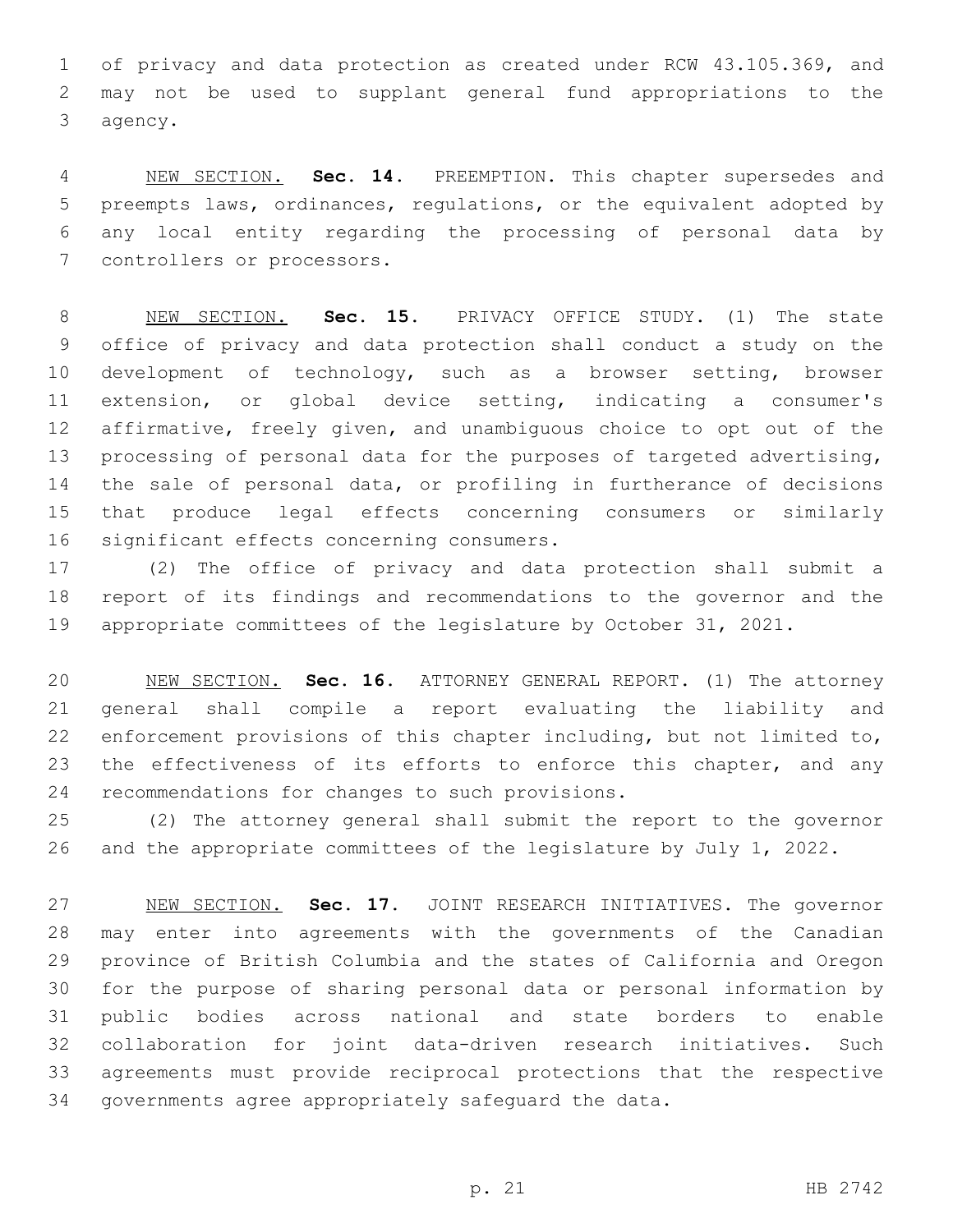of privacy and data protection as created under RCW 43.105.369, and may not be used to supplant general fund appropriations to the agency.

NEW SECTION. **Sec. 14.** PREEMPTION. This chapter supersedes and preempts laws, ordinances, regulations, or the equivalent adopted by any local entity regarding the processing of personal data by controllers or processors.

NEW SECTION. **Sec. 15.** PRIVACY OFFICE STUDY. (1) The state office of privacy and data protection shall conduct a study on the development of technology, such as a browser setting, browser extension, or global device setting, indicating a consumer's affirmative, freely given, and unambiguous choice to opt out of the processing of personal data for the purposes of targeted advertising, the sale of personal data, or profiling in furtherance of decisions that produce legal effects concerning consumers or similarly significant effects concerning consumers.

(2) The office of privacy and data protection shall submit a report of its findings and recommendations to the governor and the appropriate committees of the legislature by October 31, 2021.

NEW SECTION. **Sec. 16.** ATTORNEY GENERAL REPORT. (1) The attorney general shall compile a report evaluating the liability and enforcement provisions of this chapter including, but not limited to, the effectiveness of its efforts to enforce this chapter, and any recommendations for changes to such provisions.

(2) The attorney general shall submit the report to the governor and the appropriate committees of the legislature by July 1, 2022.

NEW SECTION. **Sec. 17.** JOINT RESEARCH INITIATIVES. The governor may enter into agreements with the governments of the Canadian province of British Columbia and the states of California and Oregon for the purpose of sharing personal data or personal information by public bodies across national and state borders to enable collaboration for joint data-driven research initiatives. Such agreements must provide reciprocal protections that the respective governments agree appropriately safeguard the data.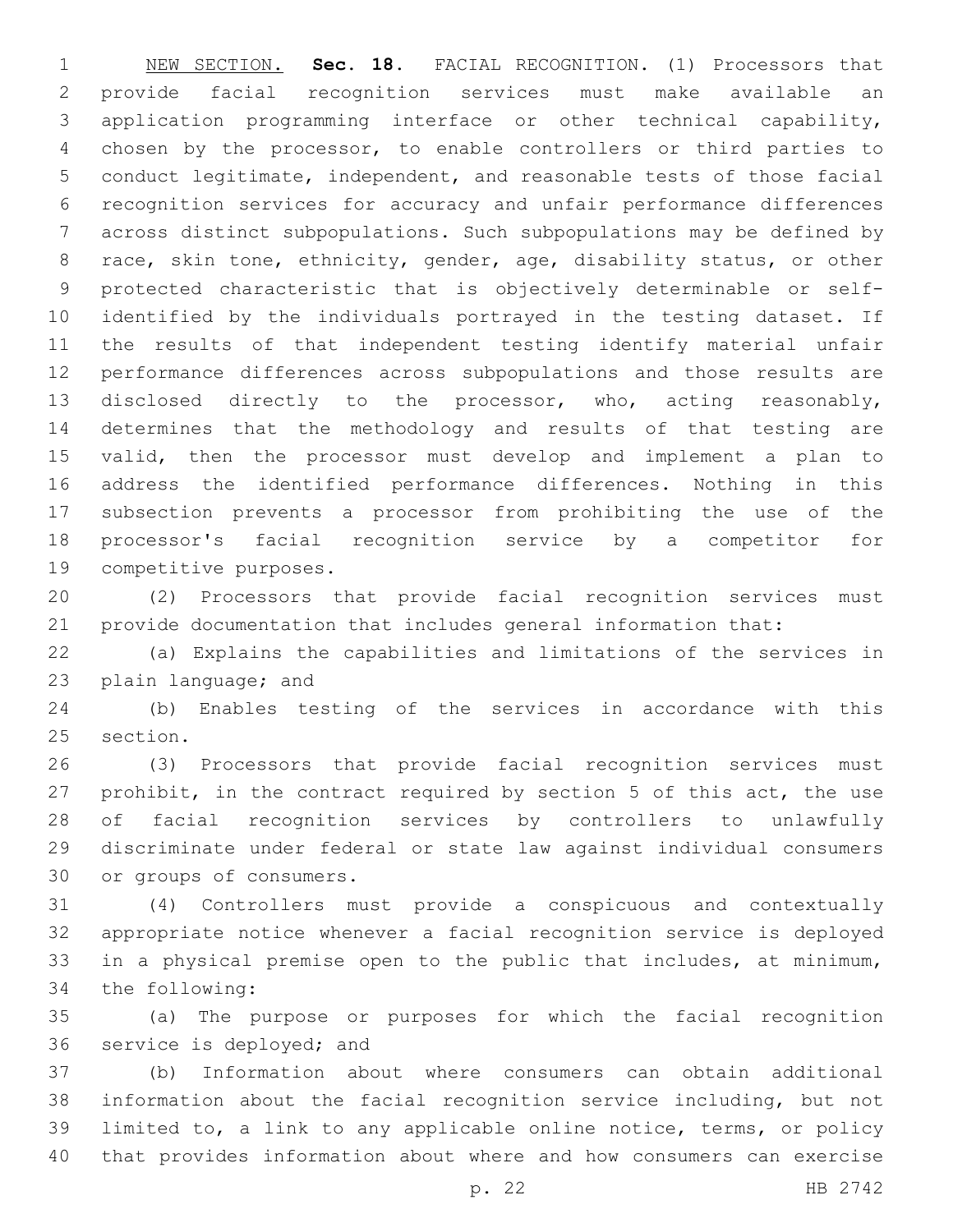NEW SECTION. **Sec. 18.** FACIAL RECOGNITION. (1) Processors that provide facial recognition services must make available an application programming interface or other technical capability, chosen by the processor, to enable controllers or third parties to conduct legitimate, independent, and reasonable tests of those facial recognition services for accuracy and unfair performance differences across distinct subpopulations. Such subpopulations may be defined by race, skin tone, ethnicity, gender, age, disability status, or other protected characteristic that is objectively determinable or self-identified by the individuals portrayed in the testing dataset. If the results of that independent testing identify material unfair performance differences across subpopulations and those results are disclosed directly to the processor, who, acting reasonably, determines that the methodology and results of that testing are valid, then the processor must develop and implement a plan to address the identified performance differences. Nothing in this subsection prevents a processor from prohibiting the use of the processor's facial recognition service by a competitor for competitive purposes.

(2) Processors that provide facial recognition services must provide documentation that includes general information that:

(a) Explains the capabilities and limitations of the services in plain language; and

(b) Enables testing of the services in accordance with this section.

(3) Processors that provide facial recognition services must prohibit, in the contract required by section 5 of this act, the use of facial recognition services by controllers to unlawfully discriminate under federal or state law against individual consumers or groups of consumers.

(4) Controllers must provide a conspicuous and contextually appropriate notice whenever a facial recognition service is deployed in a physical premise open to the public that includes, at minimum, the following:

(a) The purpose or purposes for which the facial recognition service is deployed; and

(b) Information about where consumers can obtain additional information about the facial recognition service including, but not limited to, a link to any applicable online notice, terms, or policy that provides information about where and how consumers can exercise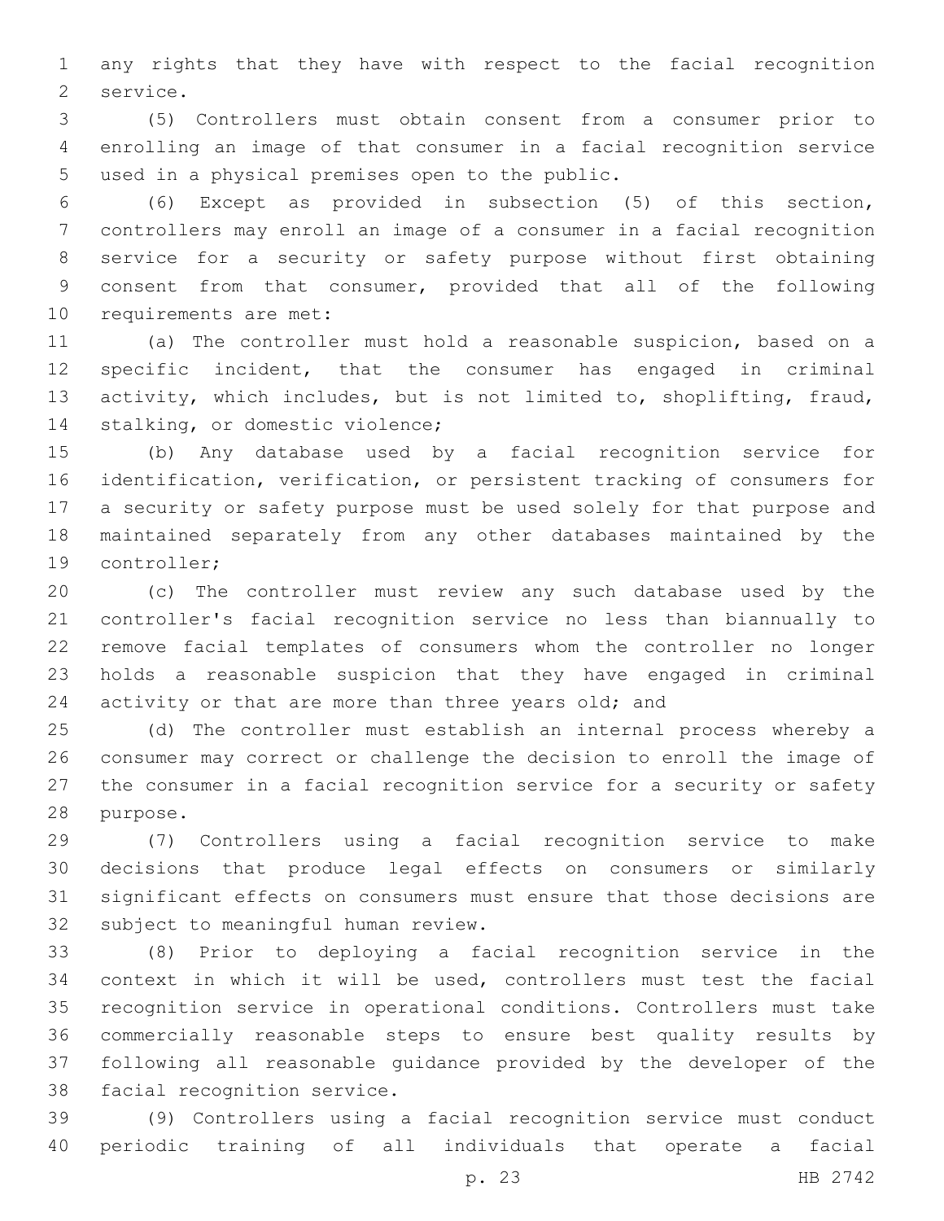any rights that they have with respect to the facial recognition service.

(5) Controllers must obtain consent from a consumer prior to enrolling an image of that consumer in a facial recognition service used in a physical premises open to the public.

(6) Except as provided in subsection (5) of this section, controllers may enroll an image of a consumer in a facial recognition service for a security or safety purpose without first obtaining consent from that consumer, provided that all of the following requirements are met:

(a) The controller must hold a reasonable suspicion, based on a specific incident, that the consumer has engaged in criminal activity, which includes, but is not limited to, shoplifting, fraud, stalking, or domestic violence;

(b) Any database used by a facial recognition service for identification, verification, or persistent tracking of consumers for a security or safety purpose must be used solely for that purpose and maintained separately from any other databases maintained by the controller;

(c) The controller must review any such database used by the controller's facial recognition service no less than biannually to remove facial templates of consumers whom the controller no longer holds a reasonable suspicion that they have engaged in criminal activity or that are more than three years old; and

(d) The controller must establish an internal process whereby a consumer may correct or challenge the decision to enroll the image of the consumer in a facial recognition service for a security or safety purpose.

(7) Controllers using a facial recognition service to make decisions that produce legal effects on consumers or similarly significant effects on consumers must ensure that those decisions are subject to meaningful human review.

(8) Prior to deploying a facial recognition service in the context in which it will be used, controllers must test the facial recognition service in operational conditions. Controllers must take commercially reasonable steps to ensure best quality results by following all reasonable guidance provided by the developer of the facial recognition service.

(9) Controllers using a facial recognition service must conduct periodic training of all individuals that operate a facial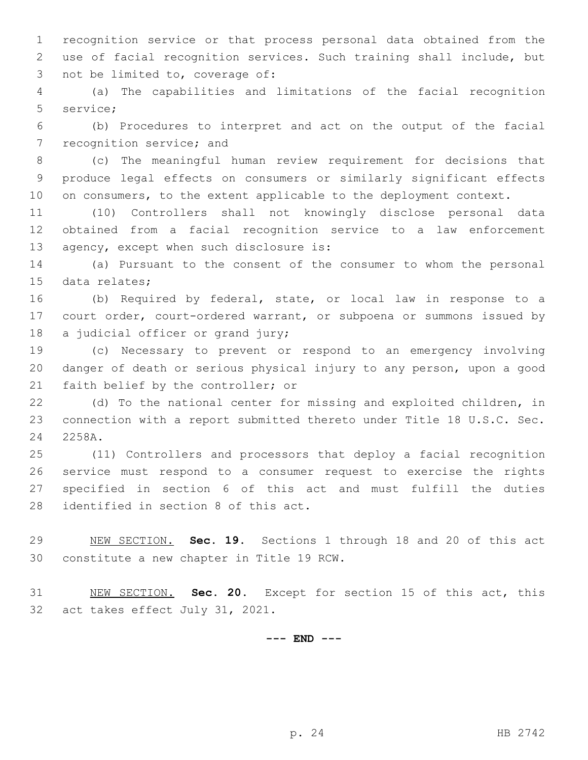recognition service or that process personal data obtained from the use of facial recognition services. Such training shall include, but not be limited to, coverage of:

(a) The capabilities and limitations of the facial recognition service;

(b) Procedures to interpret and act on the output of the facial recognition service; and

(c) The meaningful human review requirement for decisions that produce legal effects on consumers or similarly significant effects on consumers, to the extent applicable to the deployment context.

(10) Controllers shall not knowingly disclose personal data obtained from a facial recognition service to a law enforcement agency, except when such disclosure is:

(a) Pursuant to the consent of the consumer to whom the personal data relates;

(b) Required by federal, state, or local law in response to a court order, court-ordered warrant, or subpoena or summons issued by a judicial officer or grand jury;

(c) Necessary to prevent or respond to an emergency involving danger of death or serious physical injury to any person, upon a good faith belief by the controller; or

(d) To the national center for missing and exploited children, in connection with a report submitted thereto under Title 18 U.S.C. Sec. 2258A.

(11) Controllers and processors that deploy a facial recognition service must respond to a consumer request to exercise the rights specified in section 6 of this act and must fulfill the duties identified in section 8 of this act.

NEW SECTION. **Sec. 19.** Sections 1 through 18 and 20 of this act constitute a new chapter in Title 19 RCW.

NEW SECTION. **Sec. 20.** Except for section 15 of this act, this act takes effect July 31, 2021.

**--- END ---**